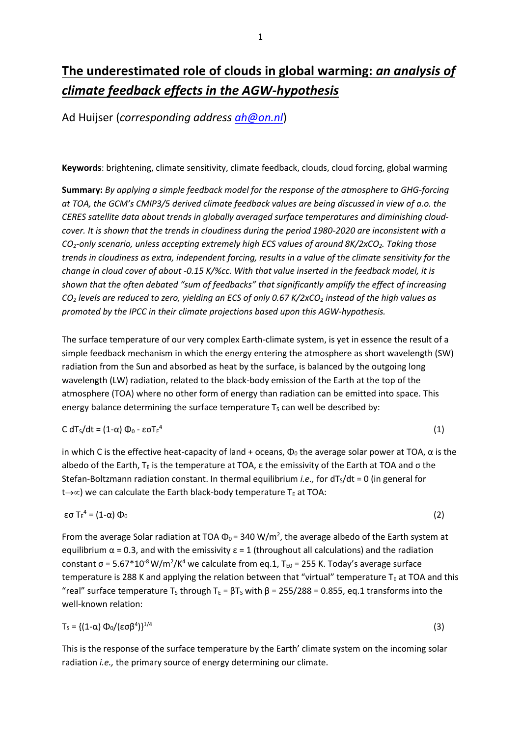# The underestimated role of clouds in global warming: *an analysis of climate feedback effects in the AGW-hypothesis*

Ad Huijser (*corresponding address [ah@on.nl](mailto:ah@on.nl)*)

**Keywords**: brightening, climate sensitivity, climate feedback, clouds, cloud forcing, global warming

**Summary:** *By applying a simple feedback model for the response of the atmosphere to GHG-forcing at TOA, the GCM's CMIP3/5 derived climate feedback values are being discussed in view of a.o. the CERES satellite data about trends in globally averaged surface temperatures and diminishing cloud-cover. It is shown that the trends in cloudiness during the period 1980-2020 are inconsistent with a $CO_2$-only scenario, unless accepting extremely high ECS values of around 8K/2x$CO_2$. Taking those trends in cloudiness as extra, independent forcing, results in a value of the climate sensitivity for the change in cloud cover of about -0.15 K/%cc. With that value inserted in the feedback model, it is shown that the often debated "sum of feedbacks" that significantly amplify the effect of increasing $CO_2$ levels are reduced to zero, yielding an ECS of only 0.67 K/2x$CO_2$ instead of the high values as promoted by the IPCC in their climate projections based upon this AGW-hypothesis.*

The surface temperature of our very complex Earth-climate system, is yet in essence the result of a simple feedback mechanism in which the energy entering the atmosphere as short wavelength (SW) radiation from the Sun and absorbed as heat by the surface, is balanced by the outgoing long wavelength (LW) radiation, related to the black-body emission of the Earth at the top of the atmosphere (TOA) where no other form of energy than radiation can be emitted into space. This energy balance determining the surface temperature $T_S$ can well be described by:

$$C\, dT_S/dt = (1-\alpha)\, \Phi_0 - \varepsilon\sigma T_E^4 \qquad (1)$$

in which C is the effective heat-capacity of land + oceans, $\Phi_0$ the average solar power at TOA, $\alpha$ is the albedo of the Earth, $T_E$ is the temperature at TOA, $\varepsilon$ the emissivity of the Earth at TOA and $\sigma$ the Stefan-Boltzmann radiation constant. In thermal equilibrium *i.e.,* for $dT_S/dt = 0$ (in general for $t\rightarrow\infty$) we can calculate the Earth black-body temperature $T_E$ at TOA:

$$\varepsilon\sigma\, T_E^4 = (1-\alpha)\, \Phi_0 \qquad (2)$$

From the average Solar radiation at TOA $\Phi_0 = 340$ W/m$^2$, the average albedo of the Earth system at equilibrium $\alpha = 0.3$, and with the emissivity $\varepsilon = 1$ (throughout all calculations) and the radiation constant $\sigma = 5.67*10^{-8}$ W/m$^2$/K$^4$ we calculate from eq.1, $T_{E0} = 255$ K. Today's average surface temperature is 288 K and applying the relation between that "virtual" temperature $T_E$ at TOA and this "real" surface temperature $T_S$ through $T_E = \beta T_S$ with $\beta = 255/288 = 0.855$, eq.1 transforms into the well-known relation:

$$T_S = \{(1-\alpha)\, \Phi_0/(\varepsilon\sigma\beta^4)\}^{1/4} \qquad (3)$$

This is the response of the surface temperature by the Earth' climate system on the incoming solar radiation *i.e.,* the primary source of energy determining our climate.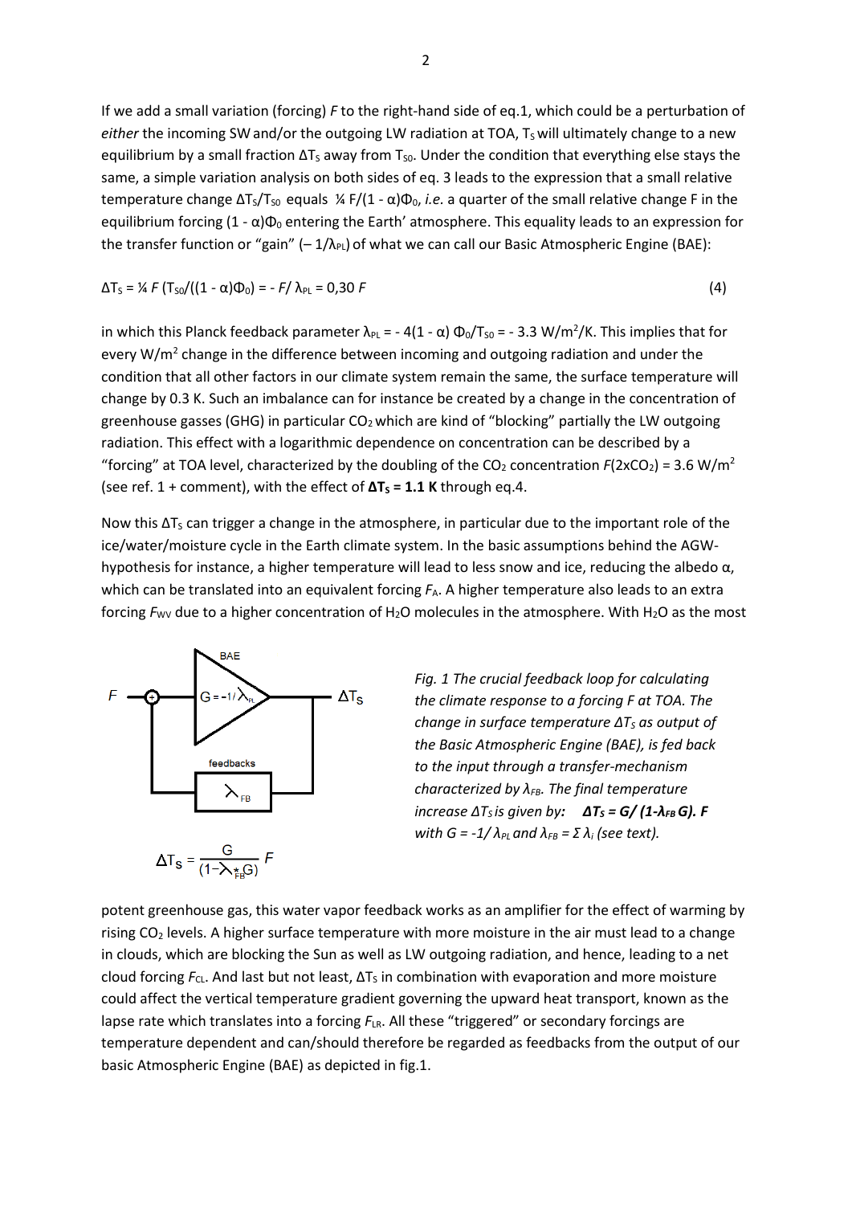If we add a small variation (forcing) $F$ to the right-hand side of eq.1, which could be a perturbation of *either* the incoming SW and/or the outgoing LW radiation at TOA, $T_S$ will ultimately change to a new equilibrium by a small fraction $\Delta T_S$ away from $T_{S0}$. Under the condition that everything else stays the same, a simple variation analysis on both sides of eq. 3 leads to the expression that a small relative temperature change $\Delta T_S/T_{S0}$ equals ¼ $F/(1 - \alpha)\Phi_0$, *i.e.* a quarter of the small relative change F in the equilibrium forcing $(1 - \alpha)\Phi_0$ entering the Earth' atmosphere. This equality leads to an expression for the transfer function or "gain" $(-1/\lambda_{PL})$ of what we can call our Basic Atmospheric Engine (BAE):

$$\Delta T_S = ¼\, F\, (T_{S0}/((1 - \alpha)\Phi_0) = - F/\lambda_{PL} = 0{,}30\, F \qquad (4)$$

in which this Planck feedback parameter $\lambda_{PL} = - 4(1 - \alpha)\,\Phi_0/T_{S0} = - 3.3$ W/m$^2$/K. This implies that for every W/m$^2$ change in the difference between incoming and outgoing radiation and under the condition that all other factors in our climate system remain the same, the surface temperature will change by 0.3 K. Such an imbalance can for instance be created by a change in the concentration of greenhouse gasses (GHG) in particular $CO_2$ which are kind of "blocking" partially the LW outgoing radiation. This effect with a logarithmic dependence on concentration can be described by a "forcing" at TOA level, characterized by the doubling of the $CO_2$ concentration $F(2xCO_2)$ = 3.6 W/m$^2$ (see ref. 1 + comment), with the effect of **$\Delta T_S$ = 1.1 K** through eq.4.

Now this $\Delta T_S$ can trigger a change in the atmosphere, in particular due to the important role of the ice/water/moisture cycle in the Earth climate system. In the basic assumptions behind the AGW-hypothesis for instance, a higher temperature will lead to less snow and ice, reducing the albedo $\alpha$, which can be translated into an equivalent forcing $F_A$. A higher temperature also leads to an extra forcing $F_{WV}$ due to a higher concentration of $H_2O$ molecules in the atmosphere. With $H_2O$ as the most potent greenhouse gas, this water vapor feedback works as an amplifier for the effect of warming by rising $CO_2$ levels. A higher surface temperature with more moisture in the air must lead to a change in clouds, which are blocking the Sun as well as LW outgoing radiation, and hence, leading to a net cloud forcing $F_{CL}$. And last but not least, $\Delta T_S$ in combination with evaporation and more moisture could affect the vertical temperature gradient governing the upward heat transport, known as the lapse rate which translates into a forcing $F_{LR}$. All these "triggered" or secondary forcings are temperature dependent and can/should therefore be regarded as feedbacks from the output of our basic Atmospheric Engine (BAE) as depicted in fig.1.

$$\Delta T_S = \frac{G}{(1-\lambda_{FB} G)}\, F$$

*Fig. 1 The crucial feedback loop for calculating the climate response to a forcing F at TOA. The change in surface temperature $\Delta T_S$ as output of the Basic Atmospheric Engine (BAE), is fed back to the input through a transfer-mechanism characterized by $\lambda_{FB}$. The final temperature increase $\Delta T_S$ is given by:* ***$\Delta T_S = G/(1-\lambda_{FB} G)$. F*** *with $G = -1/\lambda_{PL}$ and $\lambda_{FB} = \Sigma\, \lambda_i$ (see text).*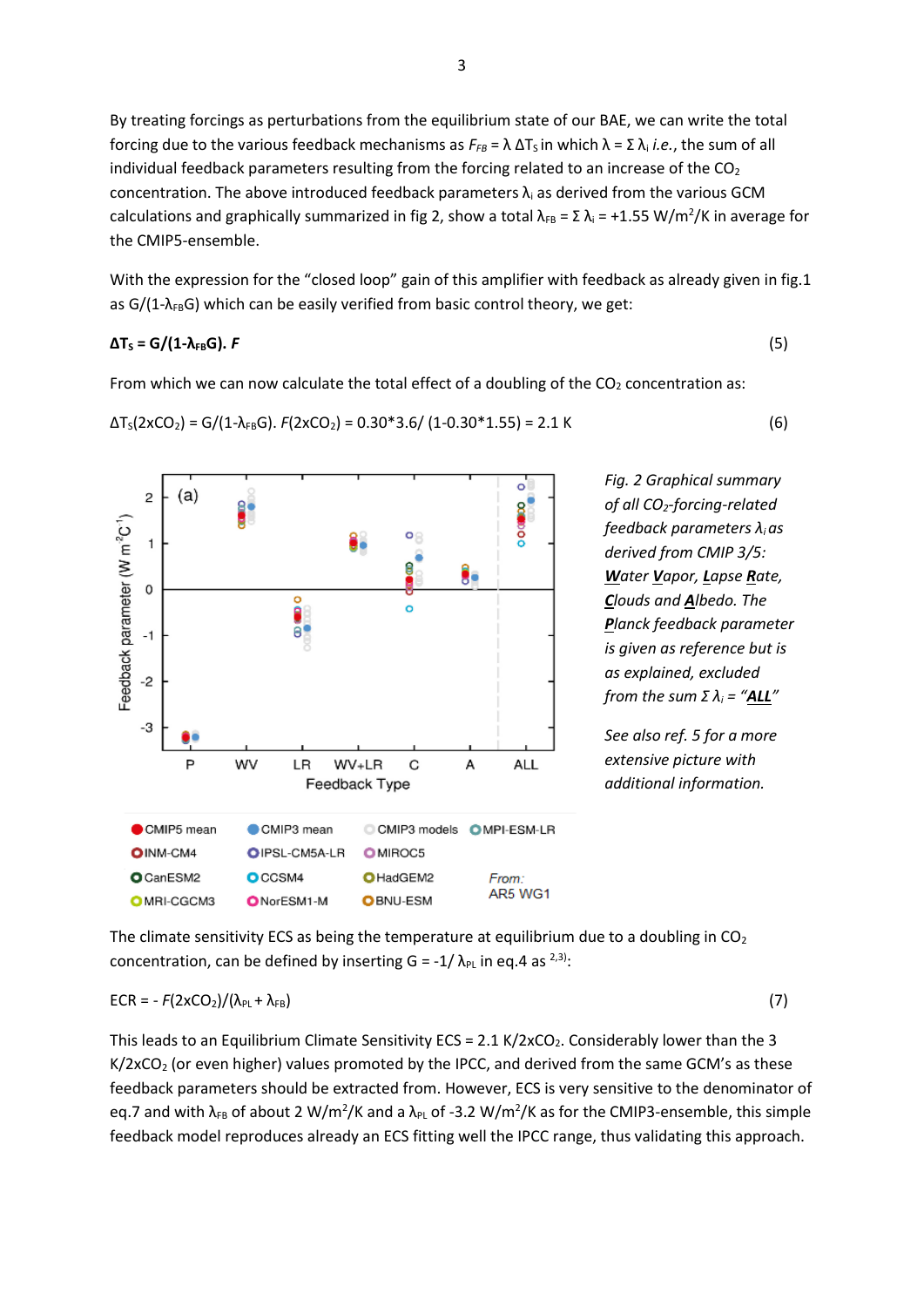By treating forcings as perturbations from the equilibrium state of our BAE, we can write the total forcing due to the various feedback mechanisms as $F_{FB} = \lambda\,\Delta T_S$ in which $\lambda = \Sigma\,\lambda_i$ *i.e.*, the sum of all individual feedback parameters resulting from the forcing related to an increase of the $CO_2$ concentration. The above introduced feedback parameters $\lambda_i$ as derived from the various GCM calculations and graphically summarized in fig 2, show a total $\lambda_{FB} = \Sigma\,\lambda_i = +1.55$ W/m$^2$/K in average for the CMIP5-ensemble.

With the expression for the "closed loop" gain of this amplifier with feedback as already given in fig.1 as $G/(1-\lambda_{FB}G)$ which can be easily verified from basic control theory, we get:

$$\Delta T_S = G/(1-\lambda_{FB}G).\ F \qquad (5)$$

From which we can now calculate the total effect of a doubling of the $CO_2$ concentration as:

$$\Delta T_S(2xCO_2) = G/(1-\lambda_{FB}G).\ F(2xCO_2) = 0.30*3.6/\ (1-0.30*1.55) = 2.1\ \text{K} \qquad (6)$$

*Fig. 2 Graphical summary of all $CO_2$-forcing-related feedback parameters $\lambda_i$ as derived from CMIP 3/5: **W**ater **V**apor, **L**apse **R**ate, **C**louds and **A**lbedo. The **P**lanck feedback parameter is given as reference but is as explained, excluded from the sum $\Sigma\,\lambda_i$ = "**ALL**"*

*See also ref. 5 for a more extensive picture with additional information.*

The climate sensitivity ECS as being the temperature at equilibrium due to a doubling in $CO_2$ concentration, can be defined by inserting $G = -1/\ \lambda_{PL}$ in eq.4 as [2,3]:

$$\text{ECR} = -\ F(2xCO_2)/(\lambda_{PL} + \lambda_{FB}) \qquad (7)$$

This leads to an Equilibrium Climate Sensitivity ECS = 2.1 K/2x$CO_2$. Considerably lower than the 3 K/2x$CO_2$ (or even higher) values promoted by the IPCC, and derived from the same GCM's as these feedback parameters should be extracted from. However, ECS is very sensitive to the denominator of eq.7 and with $\lambda_{FB}$ of about 2 W/m$^2$/K and a $\lambda_{PL}$ of -3.2 W/m$^2$/K as for the CMIP3-ensemble, this simple feedback model reproduces already an ECS fitting well the IPCC range, thus validating this approach.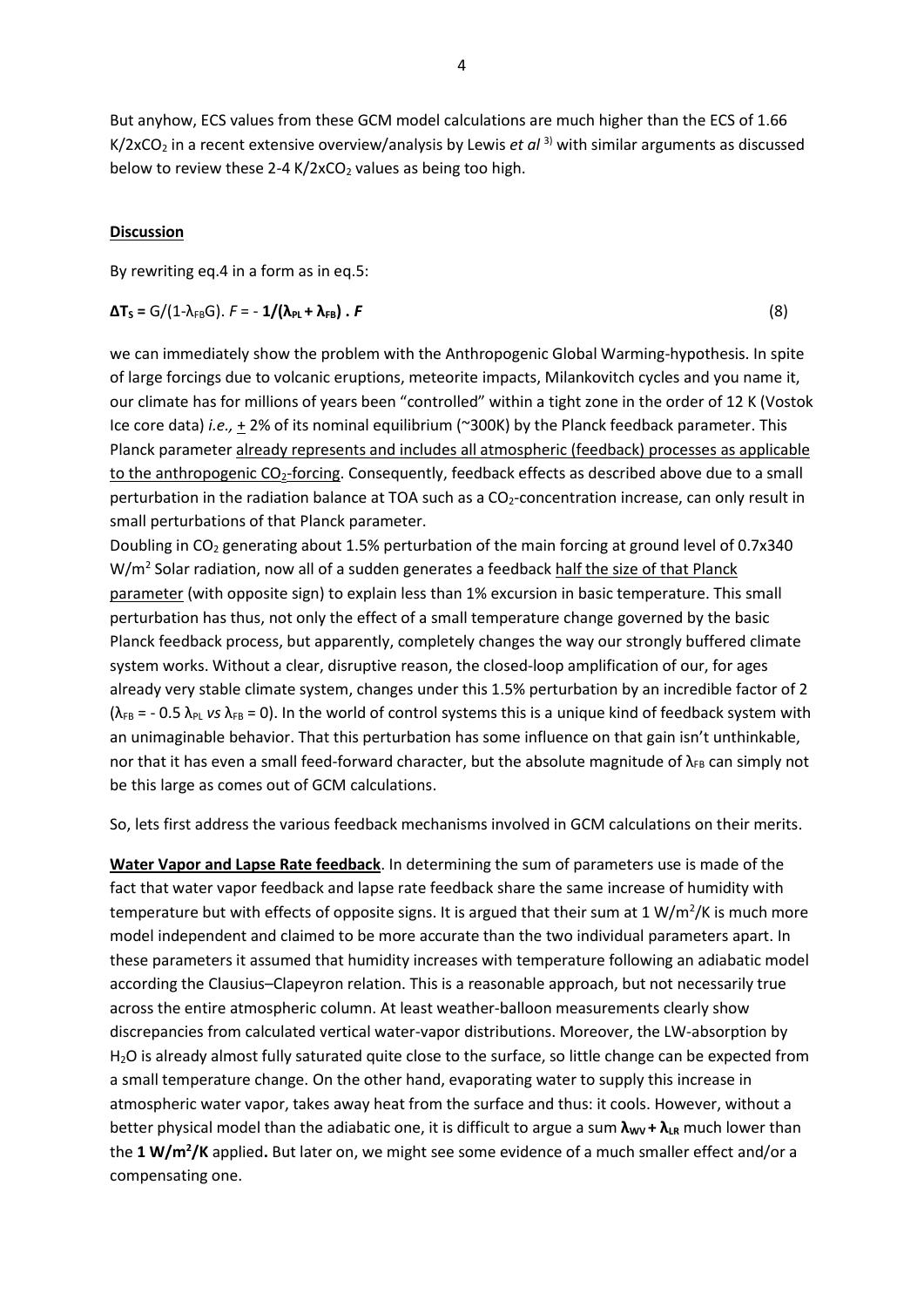But anyhow, ECS values from these GCM model calculations are much higher than the ECS of 1.66 K/2x$CO_2$ in a recent extensive overview/analysis by Lewis *et al* [3] with similar arguments as discussed below to review these 2-4 K/2x$CO_2$ values as being too high.

**Discussion**

By rewriting eq.4 in a form as in eq.5:

$$\mathbf{\Delta T_S} = G/(1-\lambda_{FB}G).\ F = -\ \mathbf{1/(\lambda_{PL} + \lambda_{FB})\ .\ F} \tag{8}$$

we can immediately show the problem with the Anthropogenic Global Warming-hypothesis. In spite of large forcings due to volcanic eruptions, meteorite impacts, Milankovitch cycles and you name it, our climate has for millions of years been "controlled" within a tight zone in the order of 12 K (Vostok Ice core data) *i.e.,* ± 2% of its nominal equilibrium (~300K) by the Planck feedback parameter. This Planck parameter already represents and includes all atmospheric (feedback) processes as applicable to the anthropogenic $CO_2$-forcing. Consequently, feedback effects as described above due to a small perturbation in the radiation balance at TOA such as a $CO_2$-concentration increase, can only result in small perturbations of that Planck parameter.

Doubling in $CO_2$ generating about 1.5% perturbation of the main forcing at ground level of 0.7x340 W/m$^2$ Solar radiation, now all of a sudden generates a feedback half the size of that Planck parameter (with opposite sign) to explain less than 1% excursion in basic temperature. This small perturbation has thus, not only the effect of a small temperature change governed by the basic Planck feedback process, but apparently, completely changes the way our strongly buffered climate system works. Without a clear, disruptive reason, the closed-loop amplification of our, for ages already very stable climate system, changes under this 1.5% perturbation by an incredible factor of 2 ($\lambda_{FB} = -\ 0.5\ \lambda_{PL}$ *vs* $\lambda_{FB} = 0$). In the world of control systems this is a unique kind of feedback system with an unimaginable behavior. That this perturbation has some influence on that gain isn't unthinkable, nor that it has even a small feed-forward character, but the absolute magnitude of $\lambda_{FB}$ can simply not be this large as comes out of GCM calculations.

So, lets first address the various feedback mechanisms involved in GCM calculations on their merits.

**Water Vapor and Lapse Rate feedback**. In determining the sum of parameters use is made of the fact that water vapor feedback and lapse rate feedback share the same increase of humidity with temperature but with effects of opposite signs. It is argued that their sum at 1 W/m$^2$/K is much more model independent and claimed to be more accurate than the two individual parameters apart. In these parameters it assumed that humidity increases with temperature following an adiabatic model according the Clausius–Clapeyron relation. This is a reasonable approach, but not necessarily true across the entire atmospheric column. At least weather-balloon measurements clearly show discrepancies from calculated vertical water-vapor distributions. Moreover, the LW-absorption by $H_2O$ is already almost fully saturated quite close to the surface, so little change can be expected from a small temperature change. On the other hand, evaporating water to supply this increase in atmospheric water vapor, takes away heat from the surface and thus: it cools. However, without a better physical model than the adiabatic one, it is difficult to argue a sum $\boldsymbol{\lambda_{WV} + \lambda_{LR}}$ much lower than the **1 W/m$^2$/K** applied**.** But later on, we might see some evidence of a much smaller effect and/or a compensating one.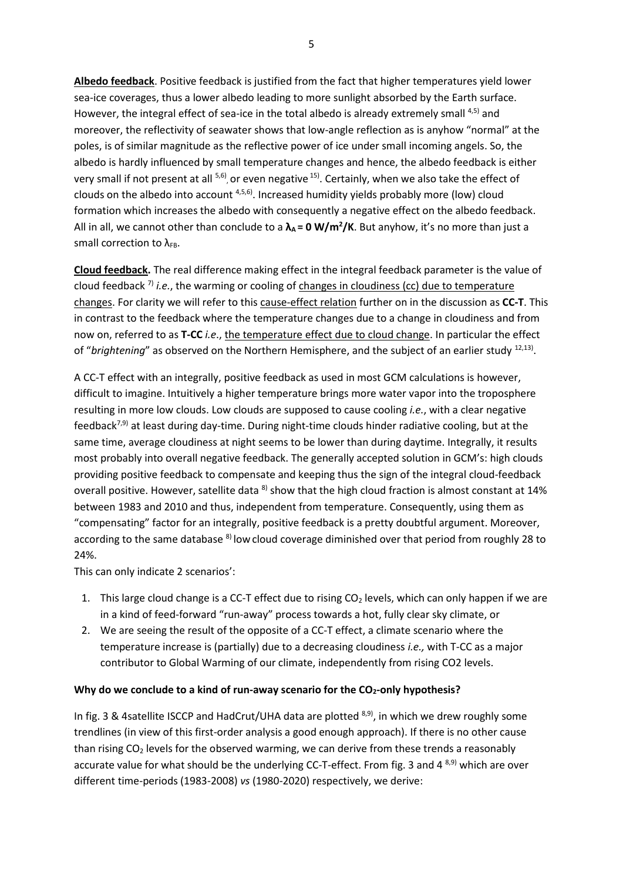**Albedo feedback**. Positive feedback is justified from the fact that higher temperatures yield lower sea-ice coverages, thus a lower albedo leading to more sunlight absorbed by the Earth surface. However, the integral effect of sea-ice in the total albedo is already extremely small [4,5] and moreover, the reflectivity of seawater shows that low-angle reflection as is anyhow "normal" at the poles, is of similar magnitude as the reflective power of ice under small incoming angels. So, the albedo is hardly influenced by small temperature changes and hence, the albedo feedback is either very small if not present at all [5,6], or even negative [15]. Certainly, when we also take the effect of clouds on the albedo into account [4,5,6]. Increased humidity yields probably more (low) cloud formation which increases the albedo with consequently a negative effect on the albedo feedback. All in all, we cannot other than conclude to a $\boldsymbol{\lambda_A = 0}$ **W/m²/K**. But anyhow, it's no more than just a small correction to $\lambda_{FB}$.

**Cloud feedback.** The real difference making effect in the integral feedback parameter is the value of cloud feedback [7] *i.e.*, the warming or cooling of changes in cloudiness (cc) due to temperature changes. For clarity we will refer to this cause-effect relation further on in the discussion as **CC-T**. This in contrast to the feedback where the temperature changes due to a change in cloudiness and from now on, referred to as **T-CC** *i.e*., the temperature effect due to cloud change. In particular the effect of "*brightening*" as observed on the Northern Hemisphere, and the subject of an earlier study [12,13].

A CC-T effect with an integrally, positive feedback as used in most GCM calculations is however, difficult to imagine. Intuitively a higher temperature brings more water vapor into the troposphere resulting in more low clouds. Low clouds are supposed to cause cooling *i.e.*, with a clear negative feedback[7,9] at least during day-time. During night-time clouds hinder radiative cooling, but at the same time, average cloudiness at night seems to be lower than during daytime. Integrally, it results most probably into overall negative feedback. The generally accepted solution in GCM's: high clouds providing positive feedback to compensate and keeping thus the sign of the integral cloud-feedback overall positive. However, satellite data [8] show that the high cloud fraction is almost constant at 14% between 1983 and 2010 and thus, independent from temperature. Consequently, using them as "compensating" factor for an integrally, positive feedback is a pretty doubtful argument. Moreover, according to the same database [8] low cloud coverage diminished over that period from roughly 28 to 24%.

This can only indicate 2 scenarios':

1. This large cloud change is a CC-T effect due to rising $CO_2$ levels, which can only happen if we are in a kind of feed-forward "run-away" process towards a hot, fully clear sky climate, or
2. We are seeing the result of the opposite of a CC-T effect, a climate scenario where the temperature increase is (partially) due to a decreasing cloudiness *i.e.,* with T-CC as a major contributor to Global Warming of our climate, independently from rising CO2 levels.

**Why do we conclude to a kind of run-away scenario for the $CO_2$-only hypothesis?**

In fig. 3 & 4satellite ISCCP and HadCrut/UHA data are plotted [8,9], in which we drew roughly some trendlines (in view of this first-order analysis a good enough approach). If there is no other cause than rising $CO_2$ levels for the observed warming, we can derive from these trends a reasonably accurate value for what should be the underlying CC-T-effect. From fig. 3 and 4 [8,9] which are over different time-periods (1983-2008) *vs* (1980-2020) respectively, we derive: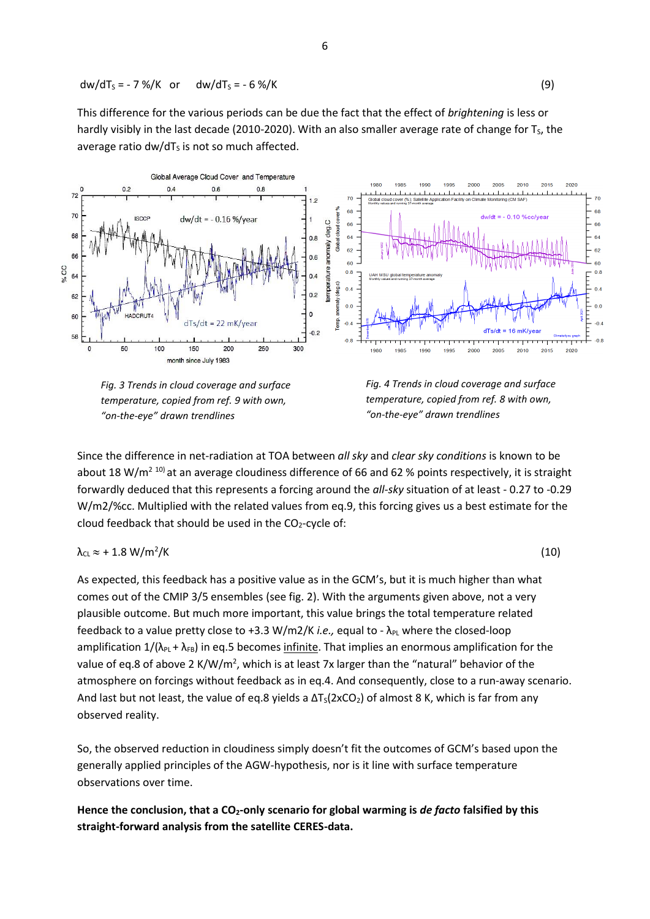$$dw/dT_S = -7\ \%/K \quad \text{or} \quad dw/dT_S = -6\ \%/K \tag{9}$$

This difference for the various periods can be due the fact that the effect of *brightening* is less or hardly visibly in the last decade (2010-2020). With an also smaller average rate of change for $T_S$, the average ratio $dw/dT_S$ is not so much affected.

*Fig. 3 Trends in cloud coverage and surface temperature, copied from ref. 9 with own, "on-the-eye" drawn trendlines*

*Fig. 4 Trends in cloud coverage and surface temperature, copied from ref. 8 with own, "on-the-eye" drawn trendlines*

Since the difference in net-radiation at TOA between *all sky* and *clear sky conditions* is known to be about 18 $W/m^2$ [10] at an average cloudiness difference of 66 and 62 % points respectively, it is straight forwardly deduced that this represents a forcing around the *all-sky* situation of at least - 0.27 to -0.29 W/m2/%cc. Multiplied with the related values from eq.9, this forcing gives us a best estimate for the cloud feedback that should be used in the $CO_2$-cycle of:

$$\lambda_{CL} \approx +1.8\ W/m^2/K \tag{10}$$

As expected, this feedback has a positive value as in the GCM's, but it is much higher than what comes out of the CMIP 3/5 ensembles (see fig. 2). With the arguments given above, not a very plausible outcome. But much more important, this value brings the total temperature related feedback to a value pretty close to +3.3 W/m2/K *i.e.,* equal to - $\lambda_{PL}$ where the closed-loop amplification $1/(\lambda_{PL} + \lambda_{FB})$ in eq.5 becomes infinite. That implies an enormous amplification for the value of eq.8 of above 2 $K/W/m^2$, which is at least 7x larger than the "natural" behavior of the atmosphere on forcings without feedback as in eq.4. And consequently, close to a run-away scenario. And last but not least, the value of eq.8 yields a $\Delta T_S(2xCO_2)$ of almost 8 K, which is far from any observed reality.

So, the observed reduction in cloudiness simply doesn't fit the outcomes of GCM's based upon the generally applied principles of the AGW-hypothesis, nor is it line with surface temperature observations over time.

**Hence the conclusion, that a $CO_2$-only scenario for global warming is *de facto* falsified by this straight-forward analysis from the satellite CERES-data.**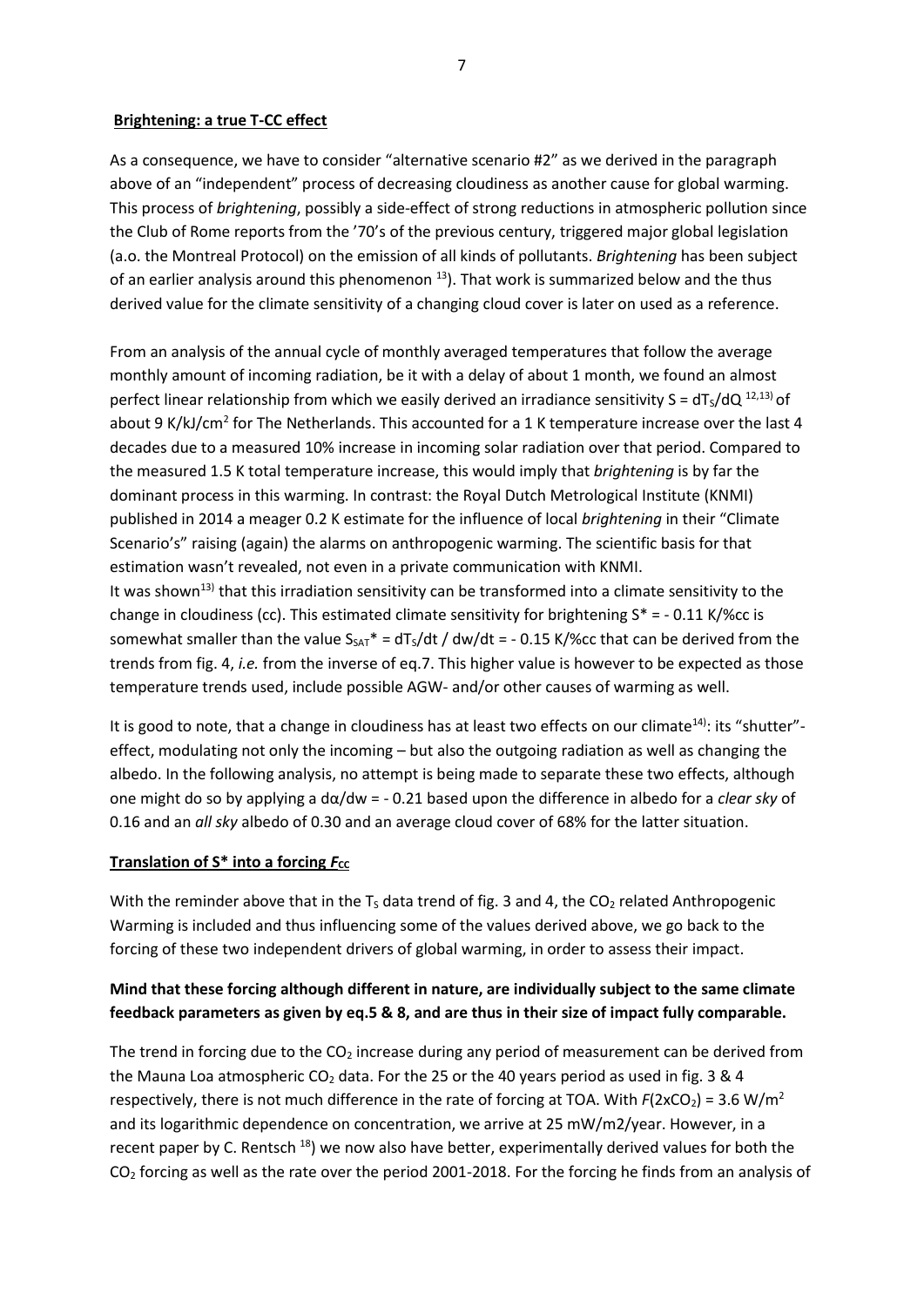## **Brightening: a true T-CC effect**

As a consequence, we have to consider "alternative scenario #2" as we derived in the paragraph above of an "independent" process of decreasing cloudiness as another cause for global warming. This process of *brightening*, possibly a side-effect of strong reductions in atmospheric pollution since the Club of Rome reports from the '70's of the previous century, triggered major global legislation (a.o. the Montreal Protocol) on the emission of all kinds of pollutants. *Brightening* has been subject of an earlier analysis around this phenomenon [13]). That work is summarized below and the thus derived value for the climate sensitivity of a changing cloud cover is later on used as a reference.

From an analysis of the annual cycle of monthly averaged temperatures that follow the average monthly amount of incoming radiation, be it with a delay of about 1 month, we found an almost perfect linear relationship from which we easily derived an irradiance sensitivity $S = dT_S/dQ$ [12,13)] of about 9 K/kJ/cm$^2$ for The Netherlands. This accounted for a 1 K temperature increase over the last 4 decades due to a measured 10% increase in incoming solar radiation over that period. Compared to the measured 1.5 K total temperature increase, this would imply that *brightening* is by far the dominant process in this warming. In contrast: the Royal Dutch Metrological Institute (KNMI) published in 2014 a meager 0.2 K estimate for the influence of local *brightening* in their "Climate Scenario's" raising (again) the alarms on anthropogenic warming. The scientific basis for that estimation wasn't revealed, not even in a private communication with KNMI.
It was shown[13)] that this irradiation sensitivity can be transformed into a climate sensitivity to the change in cloudiness (cc). This estimated climate sensitivity for brightening $S^* = -0.11$ K/%cc is somewhat smaller than the value $S_{SAT}^* = dT_S/dt \;/\; dw/dt = -0.15$ K/%cc that can be derived from the trends from fig. 4, *i.e.* from the inverse of eq.7. This higher value is however to be expected as those temperature trends used, include possible AGW- and/or other causes of warming as well.

It is good to note, that a change in cloudiness has at least two effects on our climate[14)]: its "shutter"-effect, modulating not only the incoming – but also the outgoing radiation as well as changing the albedo. In the following analysis, no attempt is being made to separate these two effects, although one might do so by applying a $d\alpha/dw = -0.21$ based upon the difference in albedo for a *clear sky* of 0.16 and an *all sky* albedo of 0.30 and an average cloud cover of 68% for the latter situation.

## **Translation of S* into a forcing $F_{CC}$**

With the reminder above that in the $T_S$ data trend of fig. 3 and 4, the $CO_2$ related Anthropogenic Warming is included and thus influencing some of the values derived above, we go back to the forcing of these two independent drivers of global warming, in order to assess their impact.

**Mind that these forcing although different in nature, are individually subject to the same climate feedback parameters as given by eq.5 & 8, and are thus in their size of impact fully comparable.**

The trend in forcing due to the $CO_2$ increase during any period of measurement can be derived from the Mauna Loa atmospheric $CO_2$ data. For the 25 or the 40 years period as used in fig. 3 & 4 respectively, there is not much difference in the rate of forcing at TOA. With $F(2xCO_2) = 3.6$ W/m$^2$ and its logarithmic dependence on concentration, we arrive at 25 mW/m2/year. However, in a recent paper by C. Rentsch [18]) we now also have better, experimentally derived values for both the $CO_2$ forcing as well as the rate over the period 2001-2018. For the forcing he finds from an analysis of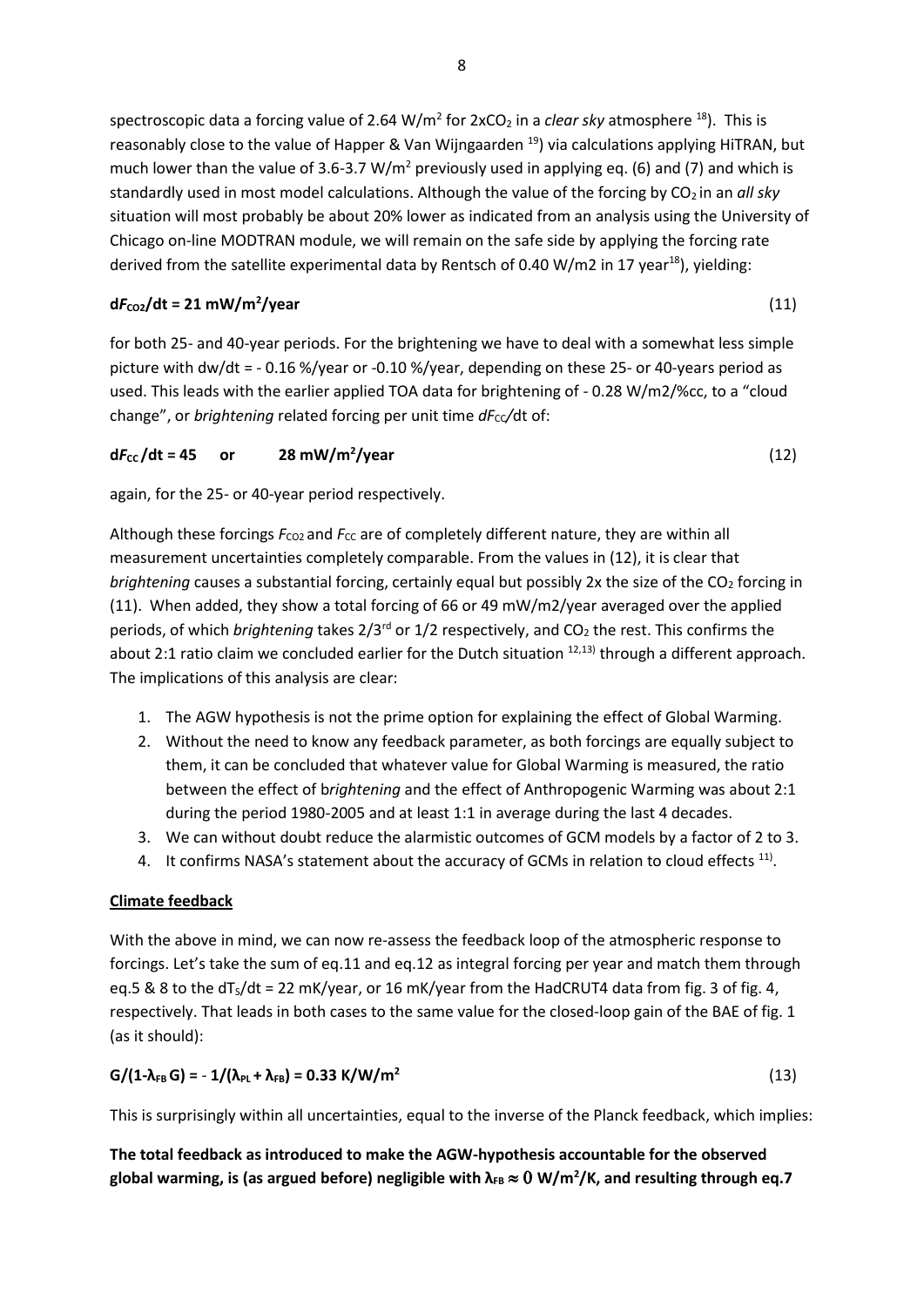spectroscopic data a forcing value of 2.64 W/m$^2$ for 2x$CO_2$ in a *clear sky* atmosphere [18]). This is reasonably close to the value of Happer & Van Wijngaarden [19]) via calculations applying HiTRAN, but much lower than the value of 3.6-3.7 W/m$^2$ previously used in applying eq. (6) and (7) and which is standardly used in most model calculations. Although the value of the forcing by $CO_2$ in an *all sky* situation will most probably be about 20% lower as indicated from an analysis using the University of Chicago on-line MODTRAN module, we will remain on the safe side by applying the forcing rate derived from the satellite experimental data by Rentsch of 0.40 W/m2 in 17 year[18]), yielding:

$$\mathbf{dF_{CO2}/dt = 21\ mW/m^2/year} \tag{11}$$

for both 25- and 40-year periods. For the brightening we have to deal with a somewhat less simple picture with dw/dt = - 0.16 %/year or -0.10 %/year, depending on these 25- or 40-years period as used. This leads with the earlier applied TOA data for brightening of - 0.28 W/m2/%cc, to a "cloud change", or *brightening* related forcing per unit time $dF_{CC}/dt$ of:

$$\mathbf{dF_{CC}/dt = 45 \quad or \quad 28\ mW/m^2/year} \tag{12}$$

again, for the 25- or 40-year period respectively.

Although these forcings $F_{CO2}$ and $F_{CC}$ are of completely different nature, they are within all measurement uncertainties completely comparable. From the values in (12), it is clear that *brightening* causes a substantial forcing, certainly equal but possibly 2x the size of the $CO_2$ forcing in (11). When added, they show a total forcing of 66 or 49 mW/m2/year averaged over the applied periods, of which *brightening* takes 2/3$^{rd}$ or 1/2 respectively, and $CO_2$ the rest. This confirms the about 2:1 ratio claim we concluded earlier for the Dutch situation [12,13]) through a different approach. The implications of this analysis are clear:

1. The AGW hypothesis is not the prime option for explaining the effect of Global Warming.
2. Without the need to know any feedback parameter, as both forcings are equally subject to them, it can be concluded that whatever value for Global Warming is measured, the ratio between the effect of b*rightening* and the effect of Anthropogenic Warming was about 2:1 during the period 1980-2005 and at least 1:1 in average during the last 4 decades.
3. We can without doubt reduce the alarmistic outcomes of GCM models by a factor of 2 to 3.
4. It confirms NASA's statement about the accuracy of GCMs in relation to cloud effects [11]).

**Climate feedback**

With the above in mind, we can now re-assess the feedback loop of the atmospheric response to forcings. Let's take the sum of eq.11 and eq.12 as integral forcing per year and match them through eq.5 & 8 to the $dT_S/dt$ = 22 mK/year, or 16 mK/year from the HadCRUT4 data from fig. 3 of fig. 4, respectively. That leads in both cases to the same value for the closed-loop gain of the BAE of fig. 1 (as it should):

$$\mathbf{G/(1-\lambda_{FB}\,G) = -\,1/(\lambda_{PL} + \lambda_{FB}) = 0.33\ K/W/m^2} \tag{13}$$

This is surprisingly within all uncertainties, equal to the inverse of the Planck feedback, which implies:

**The total feedback as introduced to make the AGW-hypothesis accountable for the observed global warming, is (as argued before) negligible with $\lambda_{FB} \approx 0$ W/m$^2$/K, and resulting through eq.7**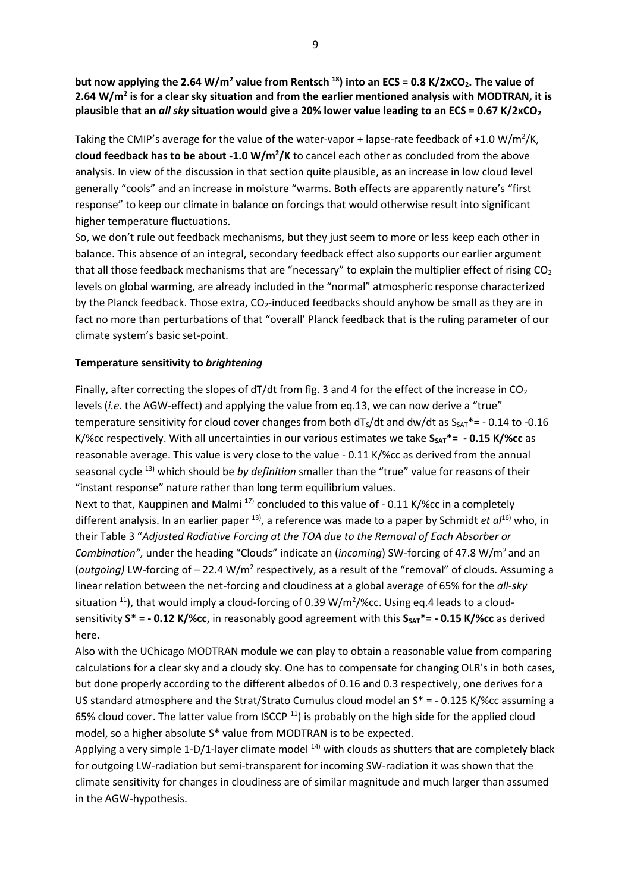**but now applying the 2.64 W/m$^2$ value from Rentsch [18]) into an ECS = 0.8 K/2x$CO_2$. The value of 2.64 W/m$^2$ is for a clear sky situation and from the earlier mentioned analysis with MODTRAN, it is plausible that an *all sky* situation would give a 20% lower value leading to an ECS = 0.67 K/2x$CO_2$**

Taking the CMIP's average for the value of the water-vapor + lapse-rate feedback of +1.0 W/m$^2$/K, **cloud feedback has to be about -1.0 W/m$^2$/K** to cancel each other as concluded from the above analysis. In view of the discussion in that section quite plausible, as an increase in low cloud level generally "cools" and an increase in moisture "warms. Both effects are apparently nature's "first response" to keep our climate in balance on forcings that would otherwise result into significant higher temperature fluctuations.

So, we don't rule out feedback mechanisms, but they just seem to more or less keep each other in balance. This absence of an integral, secondary feedback effect also supports our earlier argument that all those feedback mechanisms that are "necessary" to explain the multiplier effect of rising $CO_2$ levels on global warming, are already included in the "normal" atmospheric response characterized by the Planck feedback. Those extra, $CO_2$-induced feedbacks should anyhow be small as they are in fact no more than perturbations of that "overall' Planck feedback that is the ruling parameter of our climate system's basic set-point.

**Temperature sensitivity to *brightening***

Finally, after correcting the slopes of dT/dt from fig. 3 and 4 for the effect of the increase in $CO_2$ levels (*i.e.* the AGW-effect) and applying the value from eq.13, we can now derive a "true" temperature sensitivity for cloud cover changes from both $dT_S/dt$ and dw/dt as $S_{SAT}$* = - 0.14 to -0.16 K/%cc respectively. With all uncertainties in our various estimates we take **$S_{SAT}$* = - 0.15 K/%cc** as reasonable average. This value is very close to the value - 0.11 K/%cc as derived from the annual seasonal cycle [13]) which should be *by definition* smaller than the "true" value for reasons of their "instant response" nature rather than long term equilibrium values.

Next to that, Kauppinen and Malmi [17]) concluded to this value of - 0.11 K/%cc in a completely different analysis. In an earlier paper [13]), a reference was made to a paper by Schmidt *et al*[16]) who, in their Table 3 "*Adjusted Radiative Forcing at the TOA due to the Removal of Each Absorber or Combination",* under the heading "Clouds" indicate an (*incoming*) SW-forcing of 47.8 W/m$^2$ and an (*outgoing)* LW-forcing of – 22.4 W/m$^2$ respectively, as a result of the "removal" of clouds. Assuming a linear relation between the net-forcing and cloudiness at a global average of 65% for the *all-sky* situation [11]), that would imply a cloud-forcing of 0.39 W/m$^2$/%cc. Using eq.4 leads to a cloud-sensitivity **S* = - 0.12 K/%cc**, in reasonably good agreement with this **$S_{SAT}$* = - 0.15 K/%cc** as derived here**.**

Also with the UChicago MODTRAN module we can play to obtain a reasonable value from comparing calculations for a clear sky and a cloudy sky. One has to compensate for changing OLR's in both cases, but done properly according to the different albedos of 0.16 and 0.3 respectively, one derives for a US standard atmosphere and the Strat/Strato Cumulus cloud model an S* = - 0.125 K/%cc assuming a 65% cloud cover. The latter value from ISCCP [11]) is probably on the high side for the applied cloud model, so a higher absolute S* value from MODTRAN is to be expected.

Applying a very simple 1-D/1-layer climate model [14]) with clouds as shutters that are completely black for outgoing LW-radiation but semi-transparent for incoming SW-radiation it was shown that the climate sensitivity for changes in cloudiness are of similar magnitude and much larger than assumed in the AGW-hypothesis.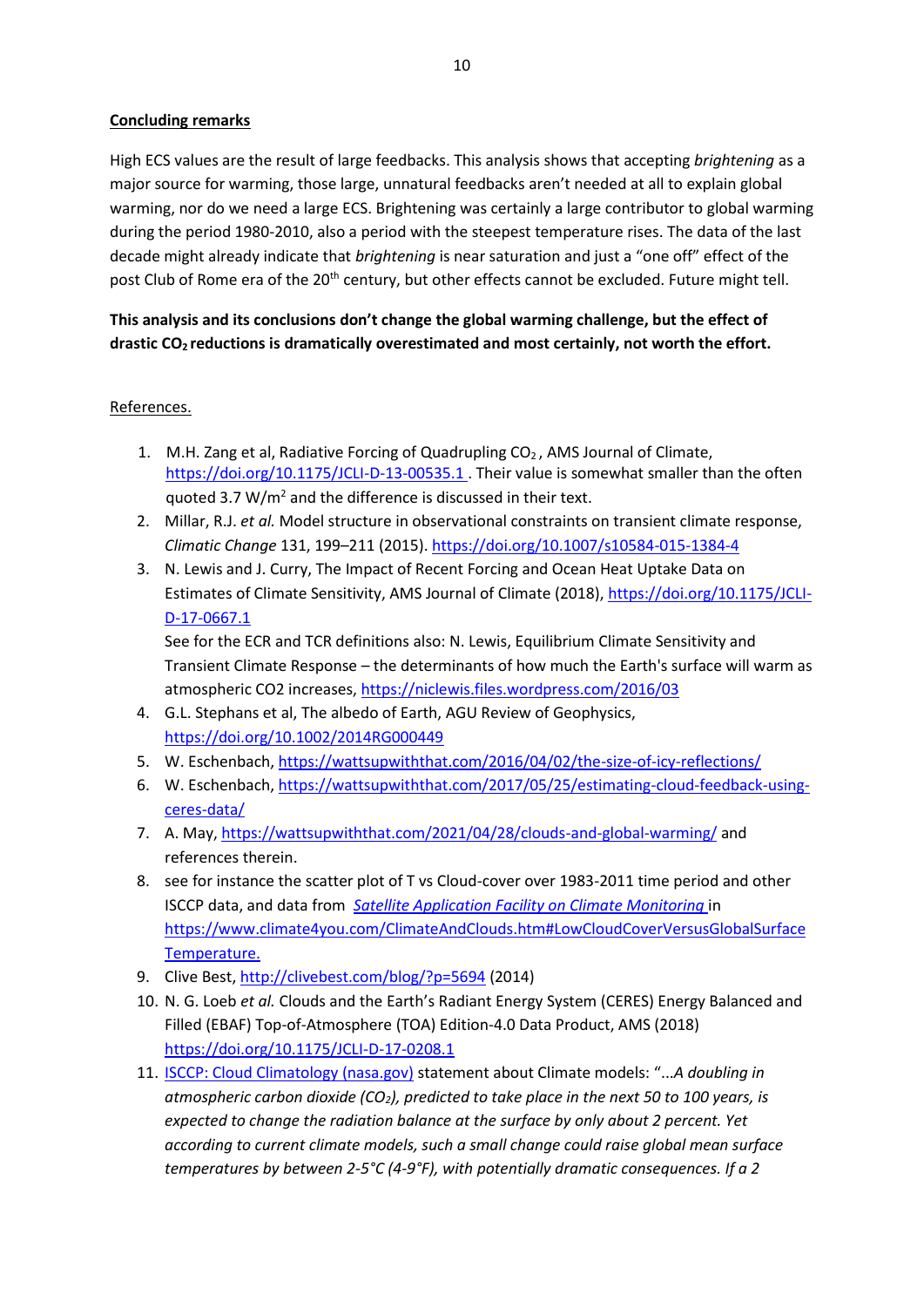**Concluding remarks**

High ECS values are the result of large feedbacks. This analysis shows that accepting *brightening* as a major source for warming, those large, unnatural feedbacks aren't needed at all to explain global warming, nor do we need a large ECS. Brightening was certainly a large contributor to global warming during the period 1980-2010, also a period with the steepest temperature rises. The data of the last decade might already indicate that *brightening* is near saturation and just a "one off" effect of the post Club of Rome era of the 20th century, but other effects cannot be excluded. Future might tell.

**This analysis and its conclusions don't change the global warming challenge, but the effect of drastic $CO_2$ reductions is dramatically overestimated and most certainly, not worth the effort.**

References.

1. M.H. Zang et al, Radiative Forcing of Quadrupling $CO_2$ , AMS Journal of Climate, https://doi.org/10.1175/JCLI-D-13-00535.1 . Their value is somewhat smaller than the often quoted 3.7 $W/m^2$ and the difference is discussed in their text.
2. Millar, R.J. *et al.* Model structure in observational constraints on transient climate response, *Climatic Change* 131, 199–211 (2015). https://doi.org/10.1007/s10584-015-1384-4
3. N. Lewis and J. Curry, The Impact of Recent Forcing and Ocean Heat Uptake Data on Estimates of Climate Sensitivity, AMS Journal of Climate (2018), https://doi.org/10.1175/JCLI-D-17-0667.1
   See for the ECR and TCR definitions also: N. Lewis, Equilibrium Climate Sensitivity and Transient Climate Response – the determinants of how much the Earth's surface will warm as atmospheric CO2 increases, https://niclewis.files.wordpress.com/2016/03
4. G.L. Stephans et al, The albedo of Earth, AGU Review of Geophysics, https://doi.org/10.1002/2014RG000449
5. W. Eschenbach, https://wattsupwiththat.com/2016/04/02/the-size-of-icy-reflections/
6. W. Eschenbach, https://wattsupwiththat.com/2017/05/25/estimating-cloud-feedback-using-ceres-data/
7. A. May, https://wattsupwiththat.com/2021/04/28/clouds-and-global-warming/ and references therein.
8. see for instance the scatter plot of T vs Cloud-cover over 1983-2011 time period and other ISCCP data, and data from *Satellite Application Facility on Climate Monitoring* in https://www.climate4you.com/ClimateAndClouds.htm#LowCloudCoverVersusGlobalSurfaceTemperature.
9. Clive Best, http://clivebest.com/blog/?p=5694 (2014)
10. N. G. Loeb *et al.* Clouds and the Earth's Radiant Energy System (CERES) Energy Balanced and Filled (EBAF) Top-of-Atmosphere (TOA) Edition-4.0 Data Product, AMS (2018) https://doi.org/10.1175/JCLI-D-17-0208.1
11. ISCCP: Cloud Climatology (nasa.gov) statement about Climate models: "...*A doubling in atmospheric carbon dioxide ($CO_2$), predicted to take place in the next 50 to 100 years, is expected to change the radiation balance at the surface by only about 2 percent. Yet according to current climate models, such a small change could raise global mean surface temperatures by between 2-5°C (4-9°F), with potentially dramatic consequences. If a 2*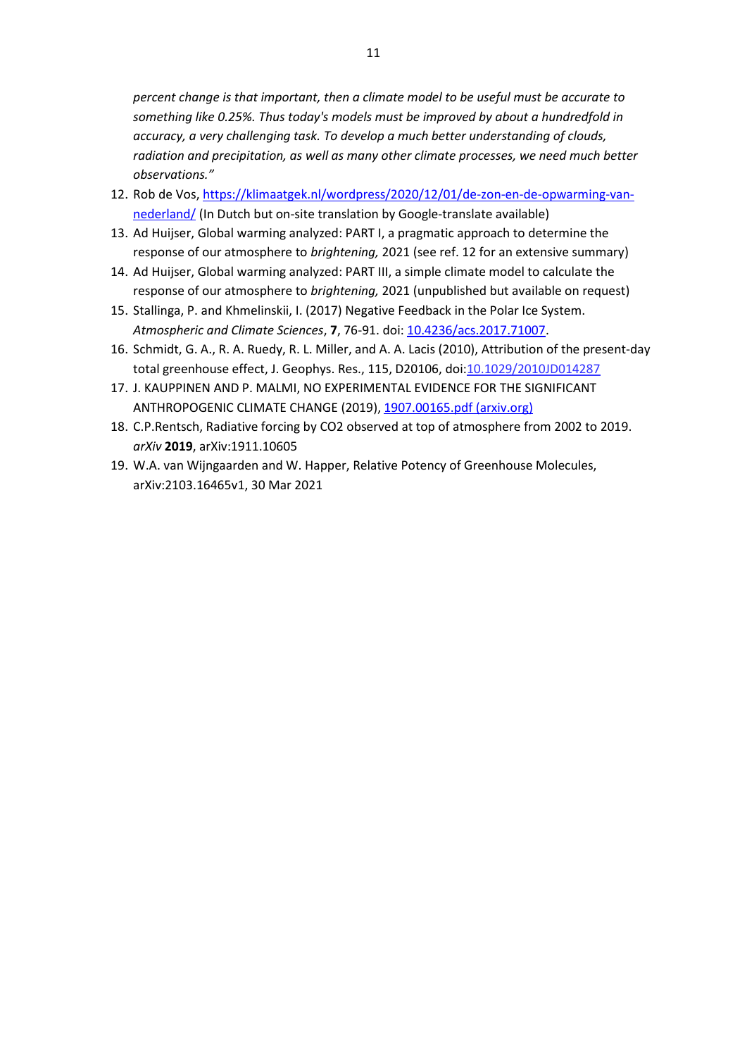*percent change is that important, then a climate model to be useful must be accurate to something like 0.25%. Thus today's models must be improved by about a hundredfold in accuracy, a very challenging task. To develop a much better understanding of clouds, radiation and precipitation, as well as many other climate processes, we need much better observations."*

12. Rob de Vos, https://klimaatgek.nl/wordpress/2020/12/01/de-zon-en-de-opwarming-van-nederland/ (In Dutch but on-site translation by Google-translate available)
13. Ad Huijser, Global warming analyzed: PART I, a pragmatic approach to determine the response of our atmosphere to *brightening,* 2021 (see ref. 12 for an extensive summary)
14. Ad Huijser, Global warming analyzed: PART III, a simple climate model to calculate the response of our atmosphere to *brightening,* 2021 (unpublished but available on request)
15. Stallinga, P. and Khmelinskii, I. (2017) Negative Feedback in the Polar Ice System. *Atmospheric and Climate Sciences*, **7**, 76-91. doi: 10.4236/acs.2017.71007.
16. Schmidt, G. A., R. A. Ruedy, R. L. Miller, and A. A. Lacis (2010), Attribution of the present-day total greenhouse effect, J. Geophys. Res., 115, D20106, doi:10.1029/2010JD014287
17. J. KAUPPINEN AND P. MALMI, NO EXPERIMENTAL EVIDENCE FOR THE SIGNIFICANT ANTHROPOGENIC CLIMATE CHANGE (2019), 1907.00165.pdf (arxiv.org)
18. C.P.Rentsch, Radiative forcing by CO2 observed at top of atmosphere from 2002 to 2019. *arXiv* **2019**, arXiv:1911.10605
19. W.A. van Wijngaarden and W. Happer, Relative Potency of Greenhouse Molecules, arXiv:2103.16465v1, 30 Mar 2021